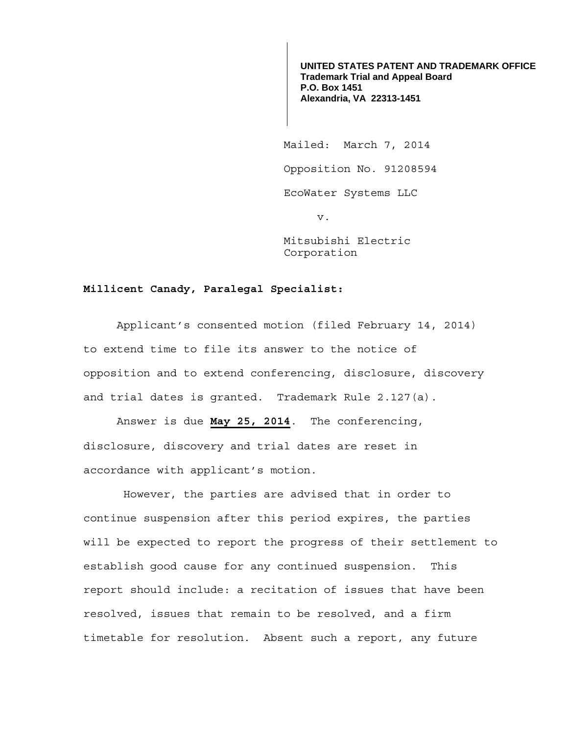**UNITED STATES PATENT AND TRADEMARK OFFICE**
**Trademark Trial and Appeal Board**
**P.O. Box 1451**
**Alexandria, VA 22313-1451**

Mailed: March 7, 2014

Opposition No. 91208594

EcoWater Systems LLC

v.

Mitsubishi Electric Corporation

**Millicent Canady, Paralegal Specialist:**

Applicant's consented motion (filed February 14, 2014) to extend time to file its answer to the notice of opposition and to extend conferencing, disclosure, discovery and trial dates is granted. Trademark Rule 2.127(a).

Answer is due **May 25, 2014**. The conferencing, disclosure, discovery and trial dates are reset in accordance with applicant's motion.

However, the parties are advised that in order to continue suspension after this period expires, the parties will be expected to report the progress of their settlement to establish good cause for any continued suspension. This report should include: a recitation of issues that have been resolved, issues that remain to be resolved, and a firm timetable for resolution. Absent such a report, any future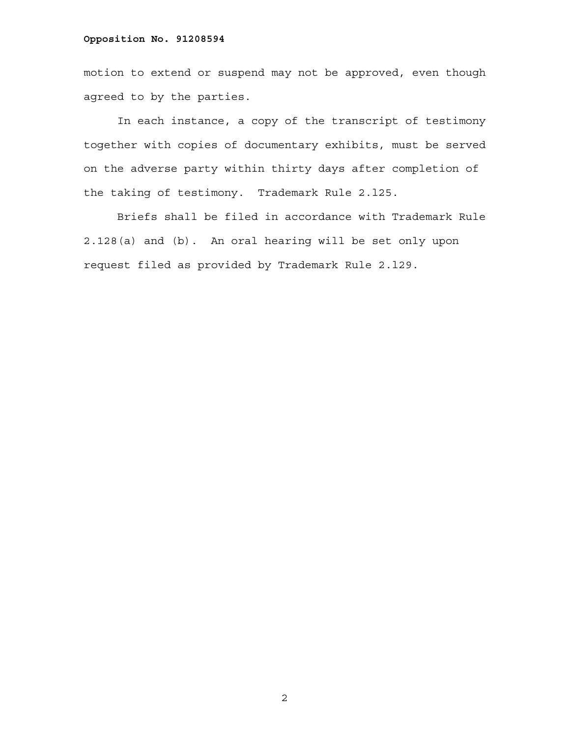motion to extend or suspend may not be approved, even though agreed to by the parties.

In each instance, a copy of the transcript of testimony together with copies of documentary exhibits, must be served on the adverse party within thirty days after completion of the taking of testimony. Trademark Rule 2.l25.

Briefs shall be filed in accordance with Trademark Rule 2.128(a) and (b). An oral hearing will be set only upon request filed as provided by Trademark Rule 2.l29.